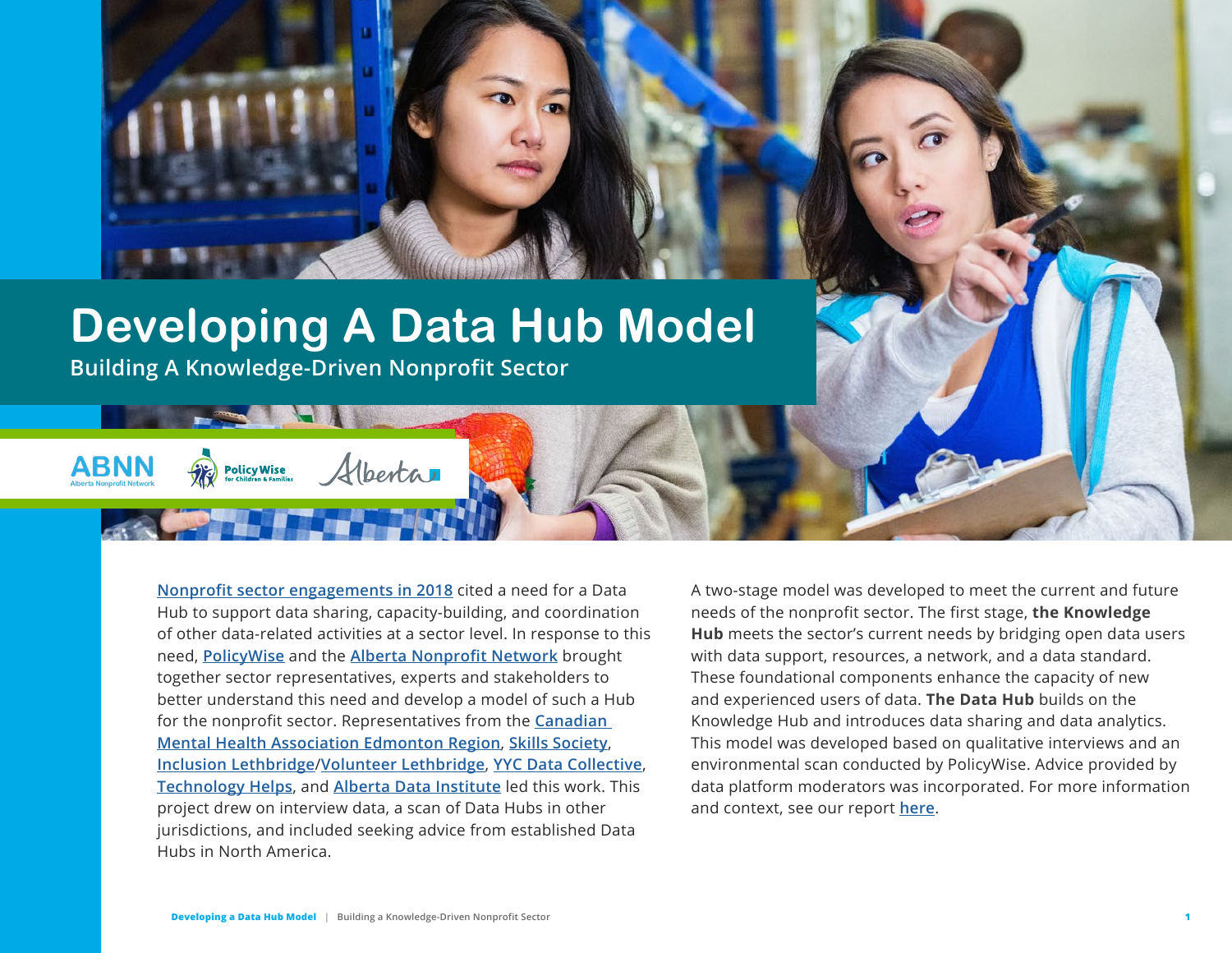# Developing A Data Hub Model

## Building A Knowledge-Driven Nonprofit Sector

ABNN Alberta Nonprofit Network | PolicyWise for Children & Families | Alberta

Nonprofit sector engagements in 2018 cited a need for a Data Hub to support data sharing, capacity-building, and coordination of other data-related activities at a sector level. In response to this need, PolicyWise and the Alberta Nonprofit Network brought together sector representatives, experts and stakeholders to better understand this need and develop a model of such a Hub for the nonprofit sector. Representatives from the Canadian Mental Health Association Edmonton Region, Skills Society, Inclusion Lethbridge/Volunteer Lethbridge, YYC Data Collective, Technology Helps, and Alberta Data Institute led this work. This project drew on interview data, a scan of Data Hubs in other jurisdictions, and included seeking advice from established Data Hubs in North America.

A two-stage model was developed to meet the current and future needs of the nonprofit sector. The first stage, **the Knowledge Hub** meets the sector's current needs by bridging open data users with data support, resources, a network, and a data standard. These foundational components enhance the capacity of new and experienced users of data. **The Data Hub** builds on the Knowledge Hub and introduces data sharing and data analytics. This model was developed based on qualitative interviews and an environmental scan conducted by PolicyWise. Advice provided by data platform moderators was incorporated. For more information and context, see our report here.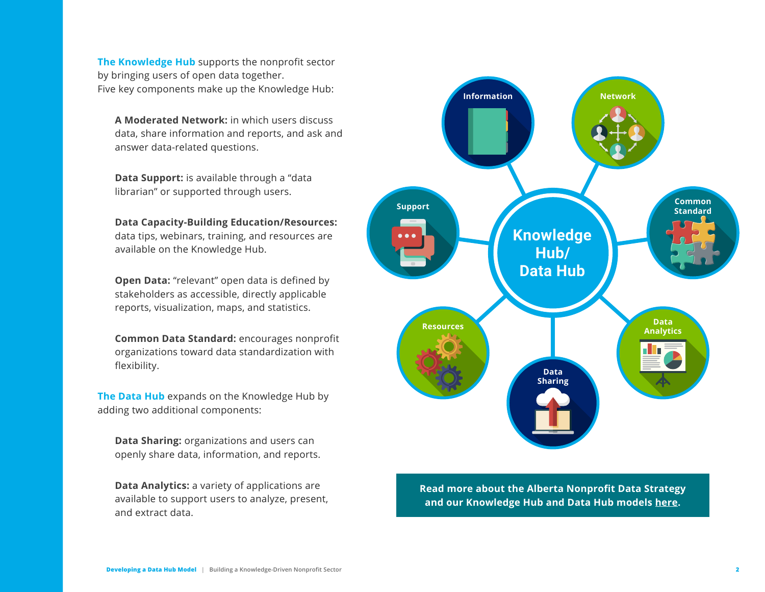**The Knowledge Hub** supports the nonprofit sector by bringing users of open data together. Five key components make up the Knowledge Hub:

**A Moderated Network:** in which users discuss data, share information and reports, and ask and answer data-related questions.

**Data Support:** is available through a "data librarian" or supported through users.

**Data Capacity-Building Education/Resources:** data tips, webinars, training, and resources are available on the Knowledge Hub.

**Open Data:** "relevant" open data is defined by stakeholders as accessible, directly applicable reports, visualization, maps, and statistics.

**Common Data Standard:** encourages nonprofit organizations toward data standardization with flexibility.

**The Data Hub** expands on the Knowledge Hub by adding two additional components:

**Data Sharing:** organizations and users can openly share data, information, and reports.

**Data Analytics:** a variety of applications are available to support users to analyze, present, and extract data.

Knowledge Hub/ Data Hub

Information

Network

Common Standard

Data Analytics

Data Sharing

Resources

Support

**Read more about the Alberta Nonprofit Data Strategy and our Knowledge Hub and Data Hub models here.**